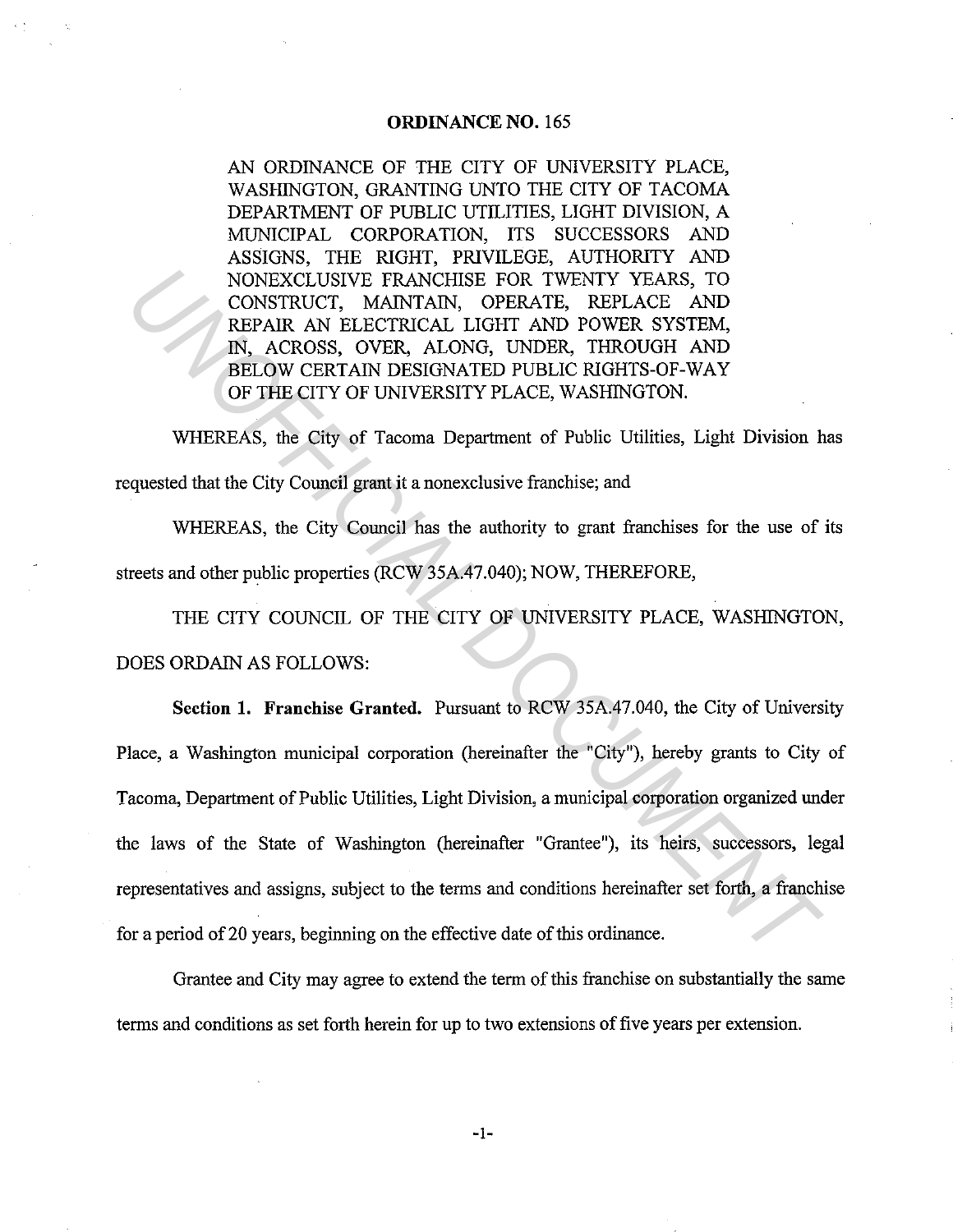# ORDINANCE NO. 165

AN ORDINANCE OF THE CITY OF UNIVERSITY PLACE, WASHINGTON, GRANTING UNTO THE CITY OF TACOMA DEPARTMENT OF PUBLIC UTILITIES, LIGHT DIVISION, A MUNICIPAL CORPORATION, ITS SUCCESSORS AND ASSIGNS, THE RIGHT, PRIVILEGE, AUTHORITY AND NONEXCLUSIVE FRANCHISE FOR TWENTY YEARS, TO CONSTRUCT, MAINTAIN, OPERATE, REPLACE AND REPAIR AN ELECTRICAL LIGHT AND POWER SYSTEM, IN, ACROSS, OVER, ALONG, UNDER, THROUGH AND BELOW CERTAIN DESIGNATED PUBLIC RIGHTS-OF-WAY OF THE CITY OF UNIVERSITY PLACE, WASHINGTON.

WHEREAS, the City of Tacoma Department of Public Utilities, Light Division has requested that the City Council grant it a nonexclusive franchise; and

WHEREAS, the City Council has the authority to grant franchises for the use of its streets and other public properties (RCW 35A.47.040); NOW, THEREFORE,

THE CITY COUNCIL OF THE CITY OF UNIVERSITY PLACE, WASHINGTON, DOES ORDAIN AS FOLLOWS:

**Section 1. Franchise Granted.** Pursuant to RCW 35A.47.040, the City of University Place, a Washington municipal corporation (hereinafter the "City"), hereby grants to City of Tacoma, Department of Public Utilities, Light Division, a municipal corporation organized under the laws of the State of Washington (hereinafter "Grantee"), its heirs, successors, legal representatives and assigns, subject to the terms and conditions hereinafter set forth, a franchise for a period of 20 years, beginning on the effective date of this ordinance.

Grantee and City may agree to extend the term of this franchise on substantially the same terms and conditions as set forth herein for up to two extensions of five years per extension.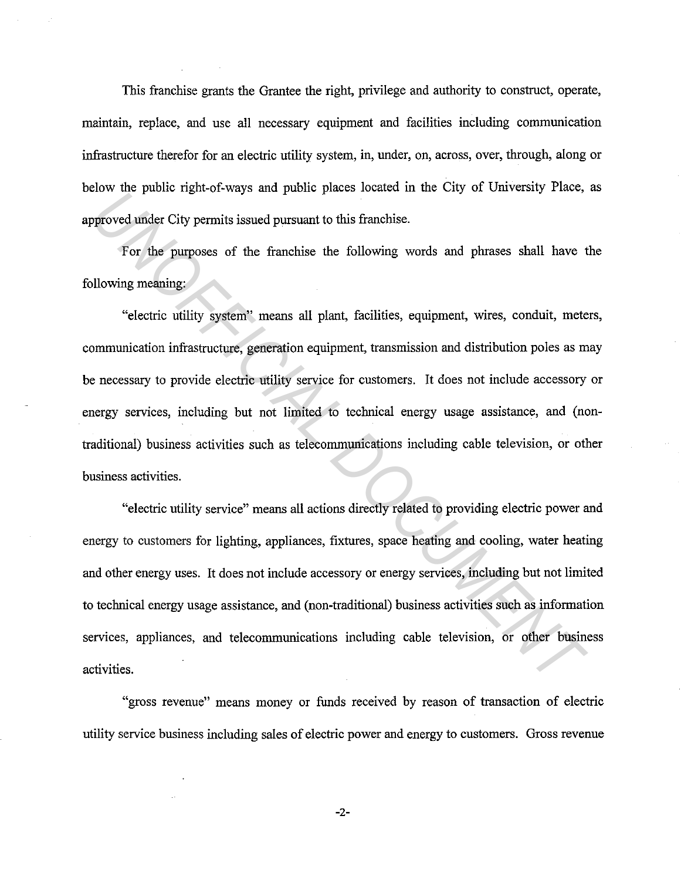This franchise grants the Grantee the right, privilege and authority to construct, operate, maintain, replace, and use all necessary equipment and facilities including communication infrastructure therefor for an electric utility system, in, under, on, across, over, through, along or below the public right-of-ways and public places located in the City of University Place, as approved under City permits issued pursuant to this franchise.

For the purposes of the franchise the following words and phrases shall have the following meaning:

"electric utility system" means all plant, facilities, equipment, wires, conduit, meters, communication infrastructure, generation equipment, transmission and distribution poles as may be necessary to provide electric utility service for customers. It does not include accessory or energy services, including but not limited to technical energy usage assistance, and (non-traditional) business activities such as telecommunications including cable television, or other business activities.

"electric utility service" means all actions directly related to providing electric power and energy to customers for lighting, appliances, fixtures, space heating and cooling, water heating and other energy uses. It does not include accessory or energy services, including but not limited to technical energy usage assistance, and (non-traditional) business activities such as information services, appliances, and telecommunications including cable television, or other business activities.

"gross revenue" means money or funds received by reason of transaction of electric utility service business including sales of electric power and energy to customers. Gross revenue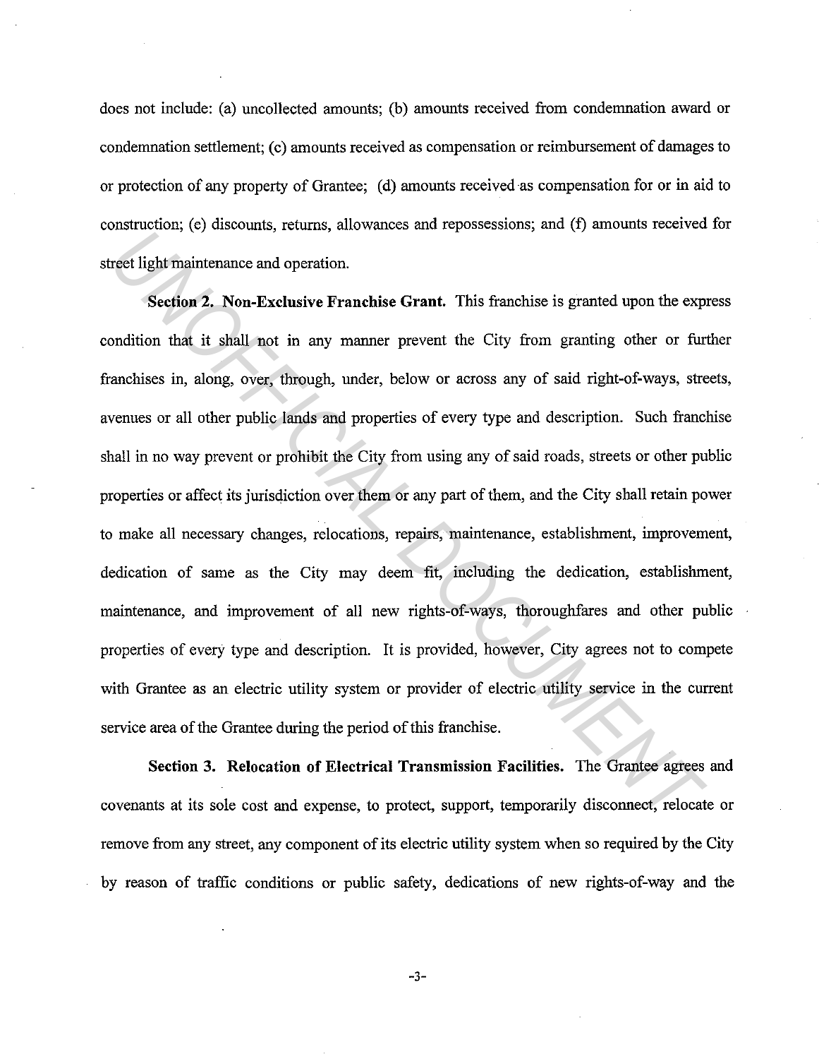does not include: (a) uncollected amounts; (b) amounts received from condemnation award or condemnation settlement; (c) amounts received as compensation or reimbursement of damages to or protection of any property of Grantee; (d) amounts received as compensation for or in aid to construction; (e) discounts, returns, allowances and repossessions; and (f) amounts received for street light maintenance and operation.

**Section 2. Non-Exclusive Franchise Grant.** This franchise is granted upon the express condition that it shall not in any manner prevent the City from granting other or further franchises in, along, over, through, under, below or across any of said right-of-ways, streets, avenues or all other public lands and properties of every type and description. Such franchise shall in no way prevent or prohibit the City from using any of said roads, streets or other public properties or affect its jurisdiction over them or any part of them, and the City shall retain power to make all necessary changes, relocations, repairs, maintenance, establishment, improvement, dedication of same as the City may deem fit, including the dedication, establishment, maintenance, and improvement of all new rights-of-ways, thoroughfares and other public properties of every type and description. It is provided, however, City agrees not to compete with Grantee as an electric utility system or provider of electric utility service in the current service area of the Grantee during the period of this franchise.

**Section 3. Relocation of Electrical Transmission Facilities.** The Grantee agrees and covenants at its sole cost and expense, to protect, support, temporarily disconnect, relocate or remove from any street, any component of its electric utility system when so required by the City by reason of traffic conditions or public safety, dedications of new rights-of-way and the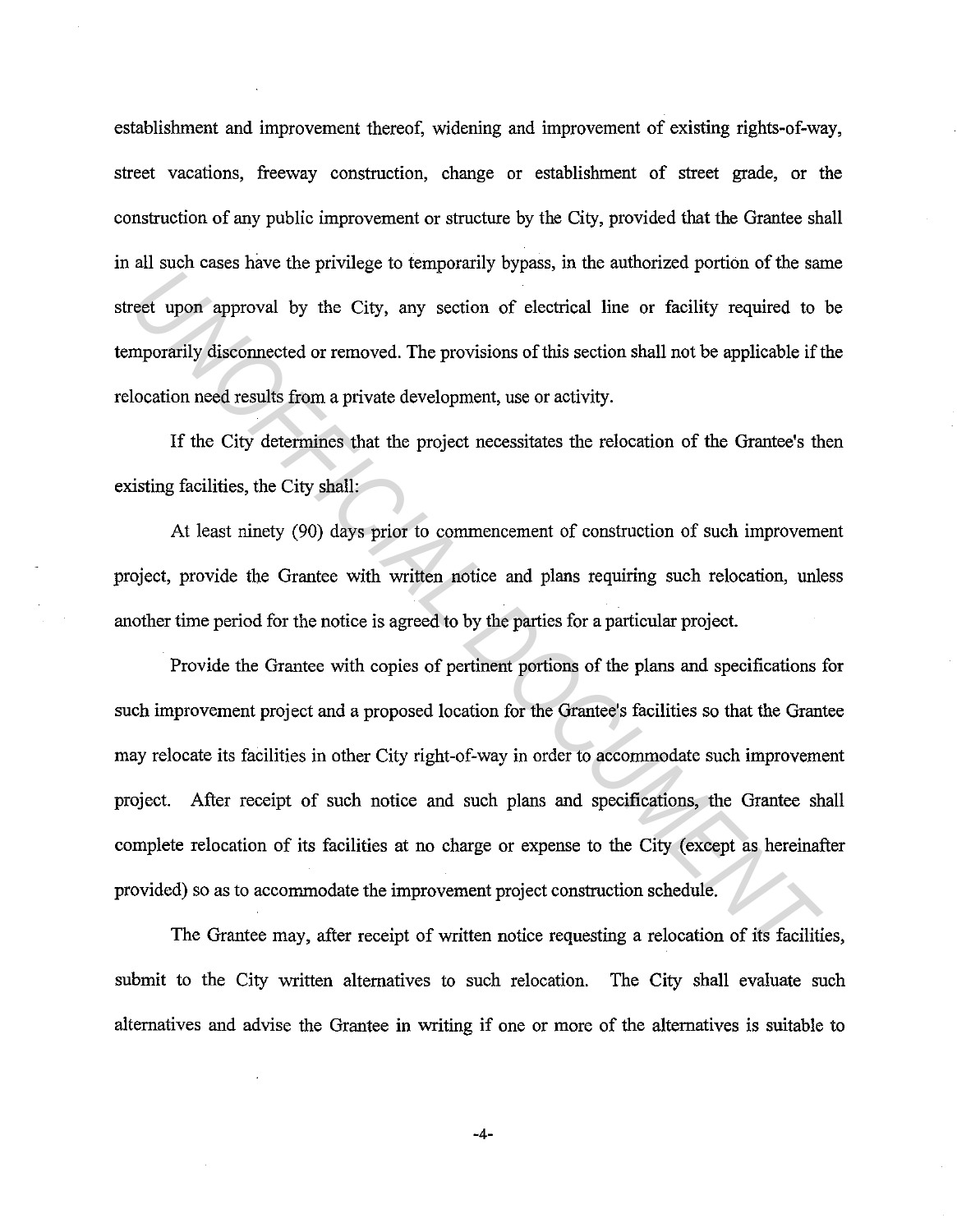establishment and improvement thereof, widening and improvement of existing rights-of-way, street vacations, freeway construction, change or establishment of street grade, or the construction of any public improvement or structure by the City, provided that the Grantee shall in all such cases have the privilege to temporarily bypass, in the authorized portion of the same street upon approval by the City, any section of electrical line or facility required to be temporarily disconnected or removed. The provisions of this section shall not be applicable if the relocation need results from a private development, use or activity.

If the City determines that the project necessitates the relocation of the Grantee's then existing facilities, the City shall:

At least ninety (90) days prior to commencement of construction of such improvement project, provide the Grantee with written notice and plans requiring such relocation, unless another time period for the notice is agreed to by the parties for a particular project.

Provide the Grantee with copies of pertinent portions of the plans and specifications for such improvement project and a proposed location for the Grantee's facilities so that the Grantee may relocate its facilities in other City right-of-way in order to accommodate such improvement project. After receipt of such notice and such plans and specifications, the Grantee shall complete relocation of its facilities at no charge or expense to the City (except as hereinafter provided) so as to accommodate the improvement project construction schedule.

The Grantee may, after receipt of written notice requesting a relocation of its facilities, submit to the City written alternatives to such relocation. The City shall evaluate such alternatives and advise the Grantee in writing if one or more of the alternatives is suitable to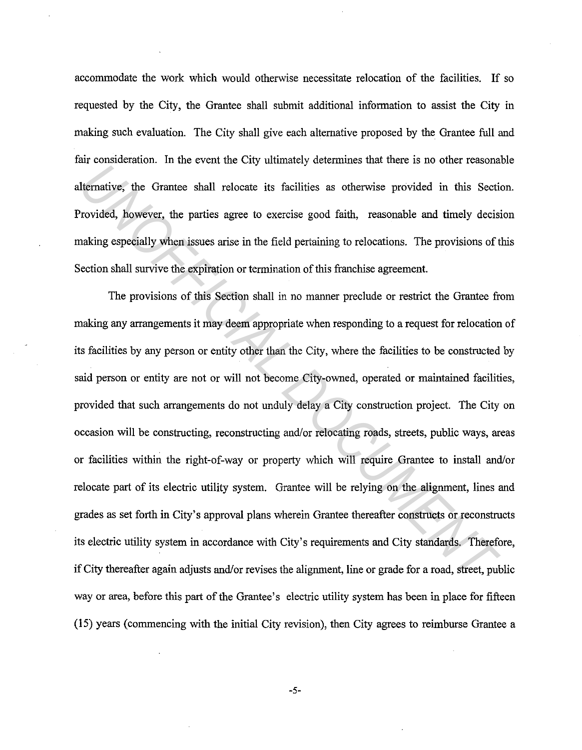accommodate the work which would otherwise necessitate relocation of the facilities. If so requested by the City, the Grantee shall submit additional information to assist the City in making such evaluation. The City shall give each alternative proposed by the Grantee full and fair consideration. In the event the City ultimately determines that there is no other reasonable alternative, the Grantee shall relocate its facilities as otherwise provided in this Section. Provided, however, the parties agree to exercise good faith, reasonable and timely decision making especially when issues arise in the field pertaining to relocations. The provisions of this Section shall survive the expiration or termination of this franchise agreement.

The provisions of this Section shall in no manner preclude or restrict the Grantee from making any arrangements it may deem appropriate when responding to a request for relocation of its facilities by any person or entity other than the City, where the facilities to be constructed by said person or entity are not or will not become City-owned, operated or maintained facilities, provided that such arrangements do not unduly delay a City construction project. The City on occasion will be constructing, reconstructing and/or relocating roads, streets, public ways, areas or facilities within the right-of-way or property which will require Grantee to install and/or relocate part of its electric utility system. Grantee will be relying on the alignment, lines and grades as set forth in City's approval plans wherein Grantee thereafter constructs or reconstructs its electric utility system in accordance with City's requirements and City standards. Therefore, if City thereafter again adjusts and/or revises the alignment, line or grade for a road, street, public way or area, before this part of the Grantee's electric utility system has been in place for fifteen (15) years (commencing with the initial City revision), then City agrees to reimburse Grantee a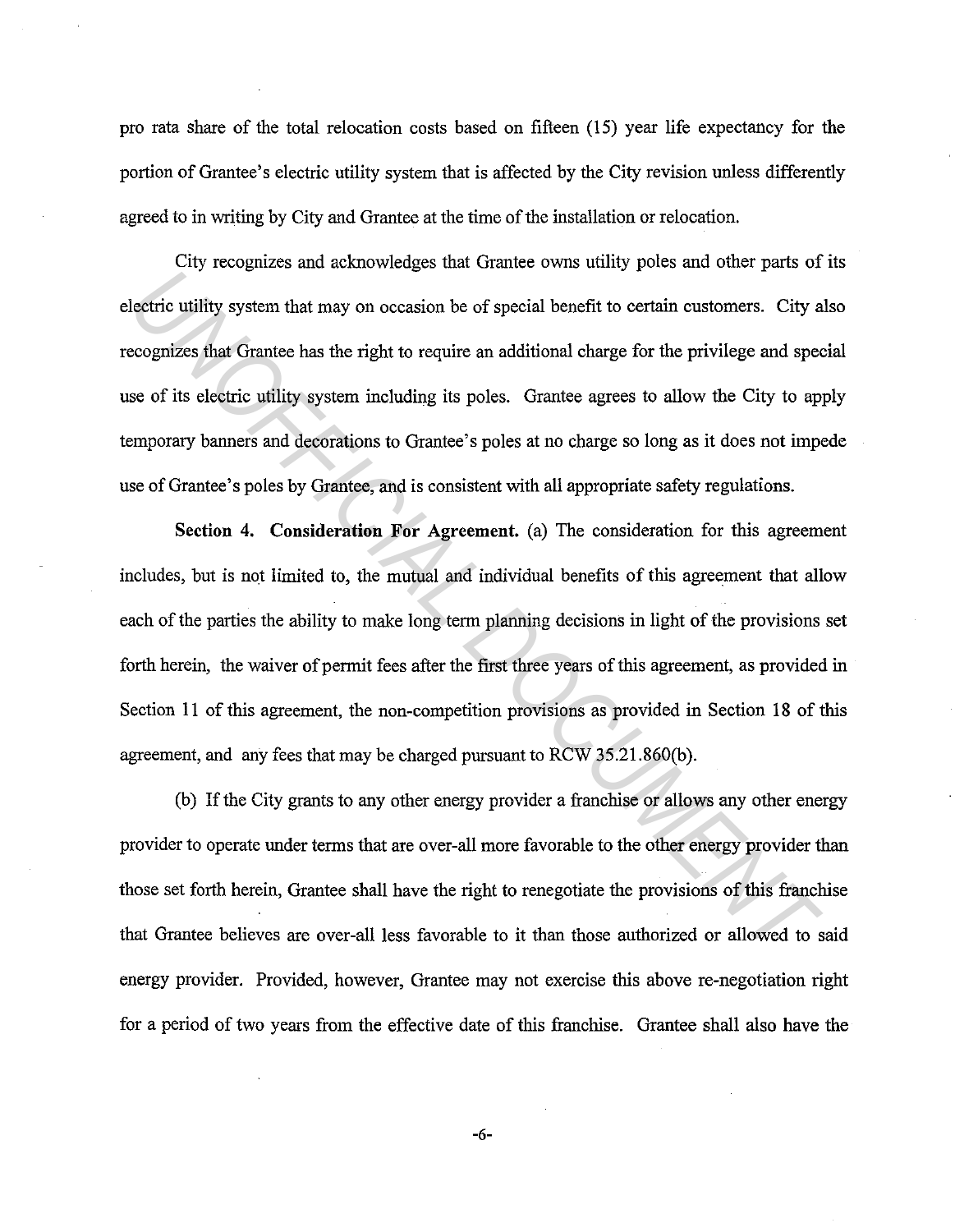pro rata share of the total relocation costs based on fifteen (15) year life expectancy for the portion of Grantee's electric utility system that is affected by the City revision unless differently agreed to in writing by City and Grantee at the time of the installation or relocation.

City recognizes and acknowledges that Grantee owns utility poles and other parts of its electric utility system that may on occasion be of special benefit to certain customers. City also recognizes that Grantee has the right to require an additional charge for the privilege and special use of its electric utility system including its poles. Grantee agrees to allow the City to apply temporary banners and decorations to Grantee's poles at no charge so long as it does not impede use of Grantee's poles by Grantee, and is consistent with all appropriate safety regulations.

**Section 4. Consideration For Agreement.** (a) The consideration for this agreement includes, but is not limited to, the mutual and individual benefits of this agreement that allow each of the parties the ability to make long term planning decisions in light of the provisions set forth herein, the waiver of permit fees after the first three years of this agreement, as provided in Section 11 of this agreement, the non-competition provisions as provided in Section 18 of this agreement, and any fees that may be charged pursuant to RCW 35.21.860(b).

(b) If the City grants to any other energy provider a franchise or allows any other energy provider to operate under terms that are over-all more favorable to the other energy provider than those set forth herein, Grantee shall have the right to renegotiate the provisions of this franchise that Grantee believes are over-all less favorable to it than those authorized or allowed to said energy provider. Provided, however, Grantee may not exercise this above re-negotiation right for a period of two years from the effective date of this franchise. Grantee shall also have the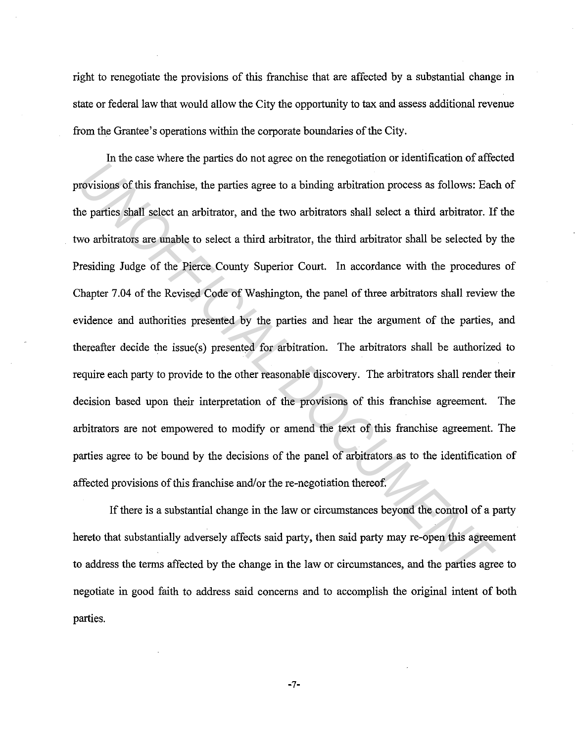right to renegotiate the provisions of this franchise that are affected by a substantial change in state or federal law that would allow the City the opportunity to tax and assess additional revenue from the Grantee's operations within the corporate boundaries of the City.

In the case where the parties do not agree on the renegotiation or identification of affected provisions of this franchise, the parties agree to a binding arbitration process as follows: Each of the parties shall select an arbitrator, and the two arbitrators shall select a third arbitrator. If the two arbitrators are unable to select a third arbitrator, the third arbitrator shall be selected by the Presiding Judge of the Pierce County Superior Court. In accordance with the procedures of Chapter 7.04 of the Revised Code of Washington, the panel of three arbitrators shall review the evidence and authorities presented by the parties and hear the argument of the parties, and thereafter decide the issue(s) presented for arbitration. The arbitrators shall be authorized to require each party to provide to the other reasonable discovery. The arbitrators shall render their decision based upon their interpretation of the provisions of this franchise agreement. The arbitrators are not empowered to modify or amend the text of this franchise agreement. The parties agree to be bound by the decisions of the panel of arbitrators as to the identification of affected provisions of this franchise and/or the re-negotiation thereof.

If there is a substantial change in the law or circumstances beyond the control of a party hereto that substantially adversely affects said party, then said party may re-open this agreement to address the terms affected by the change in the law or circumstances, and the parties agree to negotiate in good faith to address said concerns and to accomplish the original intent of both parties.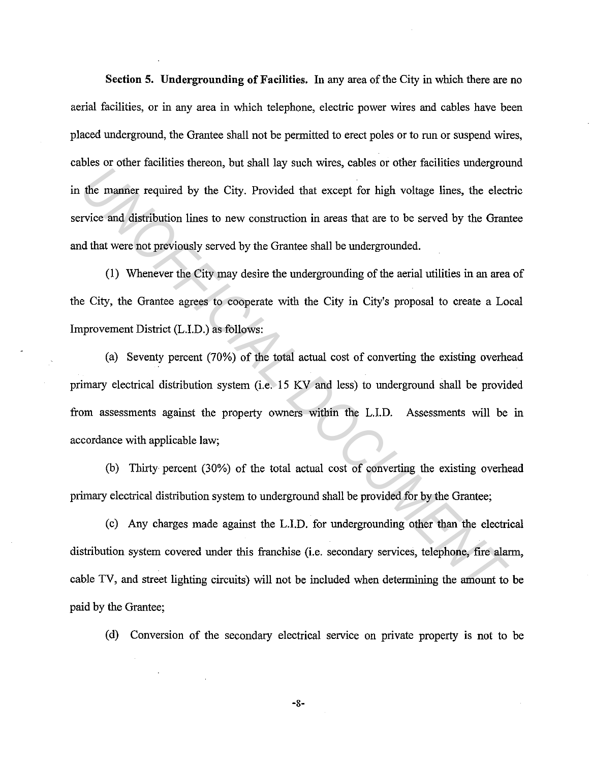**Section 5. Undergrounding of Facilities.** In any area of the City in which there are no aerial facilities, or in any area in which telephone, electric power wires and cables have been placed underground, the Grantee shall not be permitted to erect poles or to run or suspend wires, cables or other facilities thereon, but shall lay such wires, cables or other facilities underground in the manner required by the City. Provided that except for high voltage lines, the electric service and distribution lines to new construction in areas that are to be served by the Grantee and that were not previously served by the Grantee shall be undergrounded.

(1) Whenever the City may desire the undergrounding of the aerial utilities in an area of the City, the Grantee agrees to cooperate with the City in City's proposal to create a Local Improvement District (L.I.D.) as follows:

(a) Seventy percent (70%) of the total actual cost of converting the existing overhead primary electrical distribution system (i.e. 15 KV and less) to underground shall be provided from assessments against the property owners within the L.I.D. Assessments will be in accordance with applicable law;

(b) Thirty percent (30%) of the total actual cost of converting the existing overhead primary electrical distribution system to underground shall be provided for by the Grantee;

(c) Any charges made against the L.I.D. for undergrounding other than the electrical distribution system covered under this franchise (i.e. secondary services, telephone, fire alarm, cable TV, and street lighting circuits) will not be included when determining the amount to be paid by the Grantee;

(d) Conversion of the secondary electrical service on private property is not to be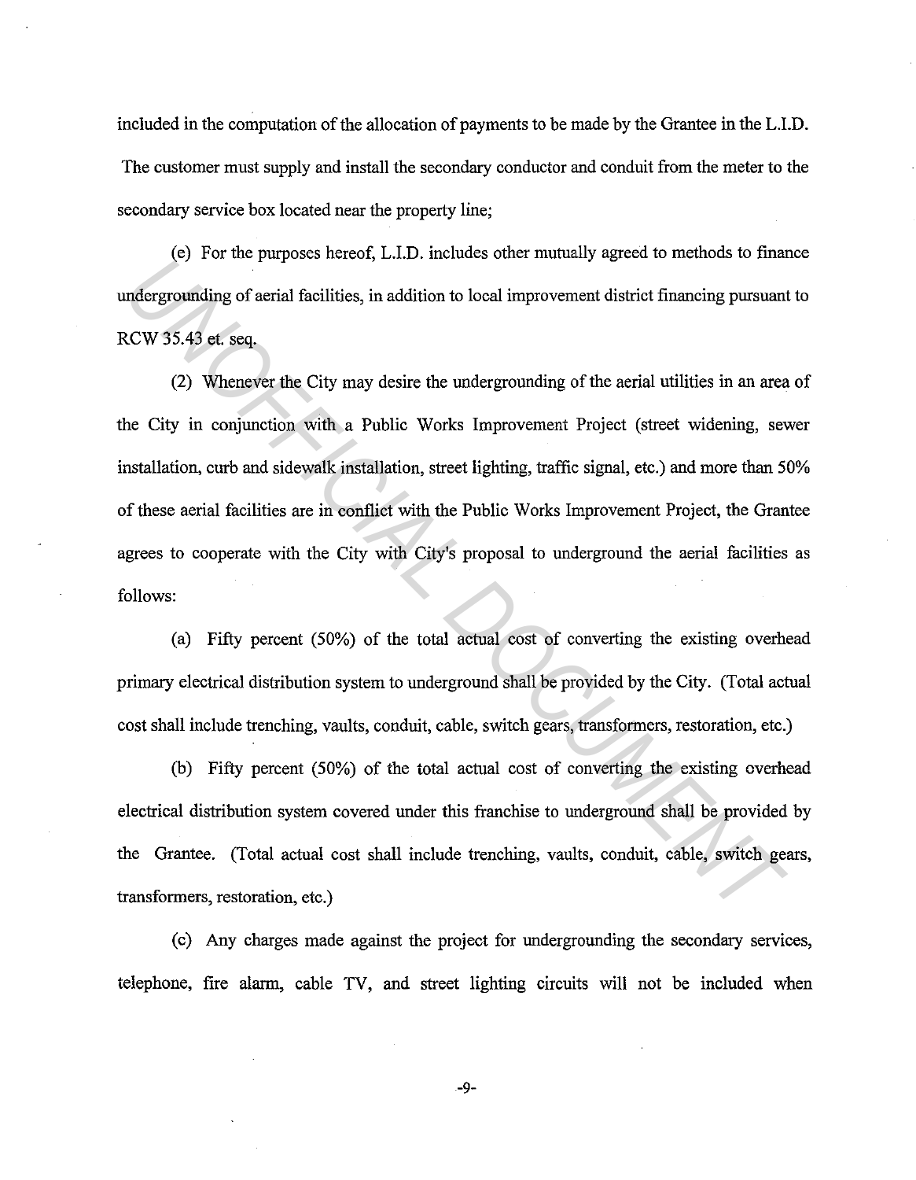included in the computation of the allocation of payments to be made by the Grantee in the L.I.D. The customer must supply and install the secondary conductor and conduit from the meter to the secondary service box located near the property line;

(e) For the purposes hereof, L.I.D. includes other mutually agreed to methods to finance undergrounding of aerial facilities, in addition to local improvement district financing pursuant to RCW 35.43 et. seq.

(2) Whenever the City may desire the undergrounding of the aerial utilities in an area of the City in conjunction with a Public Works Improvement Project (street widening, sewer installation, curb and sidewalk installation, street lighting, traffic signal, etc.) and more than 50% of these aerial facilities are in conflict with the Public Works Improvement Project, the Grantee agrees to cooperate with the City with City's proposal to underground the aerial facilities as follows:

(a) Fifty percent (50%) of the total actual cost of converting the existing overhead primary electrical distribution system to underground shall be provided by the City. (Total actual cost shall include trenching, vaults, conduit, cable, switch gears, transformers, restoration, etc.)

(b) Fifty percent (50%) of the total actual cost of converting the existing overhead electrical distribution system covered under this franchise to underground shall be provided by the Grantee. (Total actual cost shall include trenching, vaults, conduit, cable, switch gears, transformers, restoration, etc.)

(c) Any charges made against the project for undergrounding the secondary services, telephone, fire alarm, cable TV, and street lighting circuits will not be included when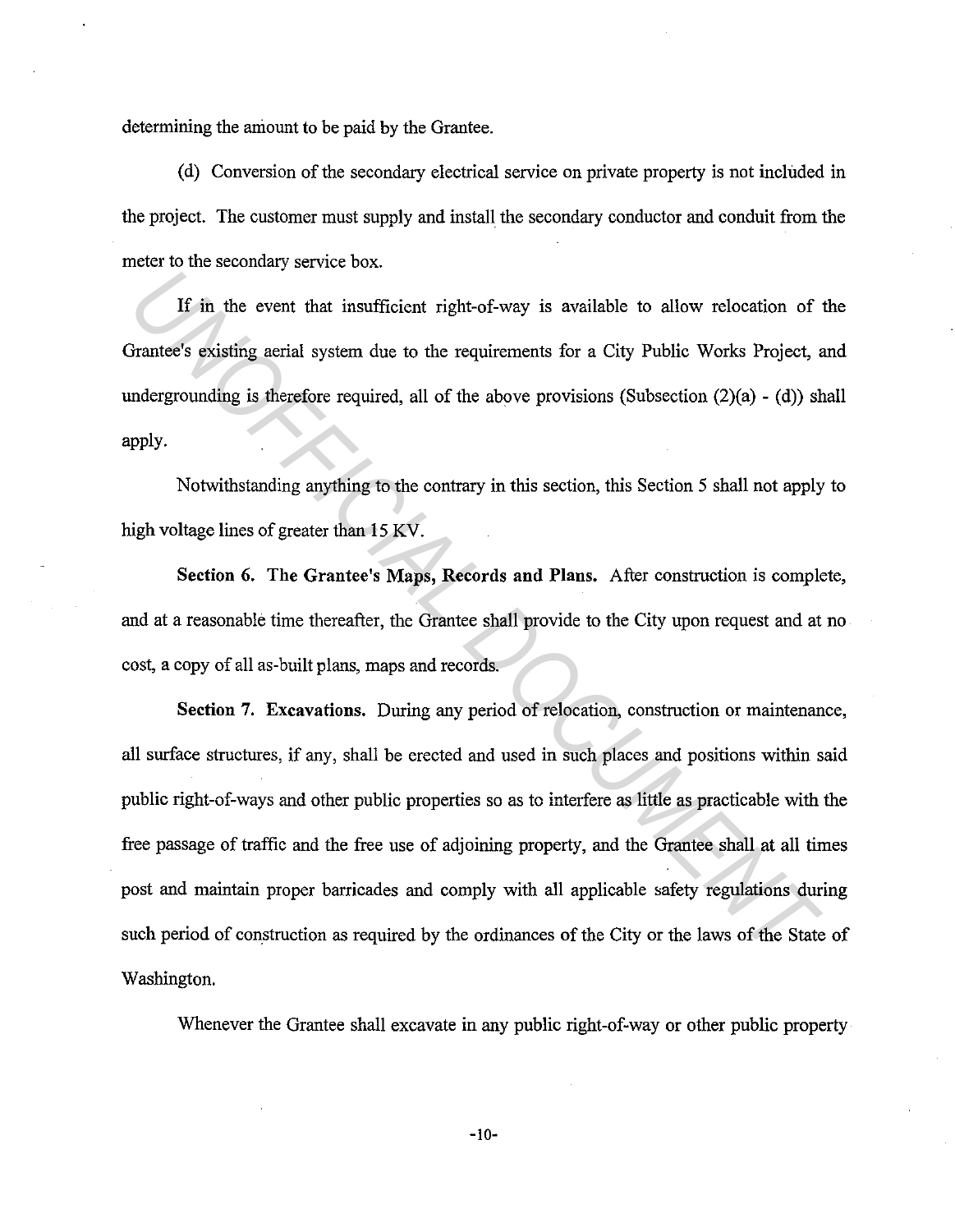determining the amount to be paid by the Grantee.

(d) Conversion of the secondary electrical service on private property is not included in the project. The customer must supply and install the secondary conductor and conduit from the meter to the secondary service box.

If in the event that insufficient right-of-way is available to allow relocation of the Grantee's existing aerial system due to the requirements for a City Public Works Project, and undergrounding is therefore required, all of the above provisions (Subsection (2)(a) - (d)) shall apply.

Notwithstanding anything to the contrary in this section, this Section 5 shall not apply to high voltage lines of greater than 15 KV.

**Section 6. The Grantee's Maps, Records and Plans.** After construction is complete, and at a reasonable time thereafter, the Grantee shall provide to the City upon request and at no cost, a copy of all as-built plans, maps and records.

**Section 7. Excavations.** During any period of relocation, construction or maintenance, all surface structures, if any, shall be erected and used in such places and positions within said public right-of-ways and other public properties so as to interfere as little as practicable with the free passage of traffic and the free use of adjoining property, and the Grantee shall at all times post and maintain proper barricades and comply with all applicable safety regulations during such period of construction as required by the ordinances of the City or the laws of the State of Washington.

Whenever the Grantee shall excavate in any public right-of-way or other public property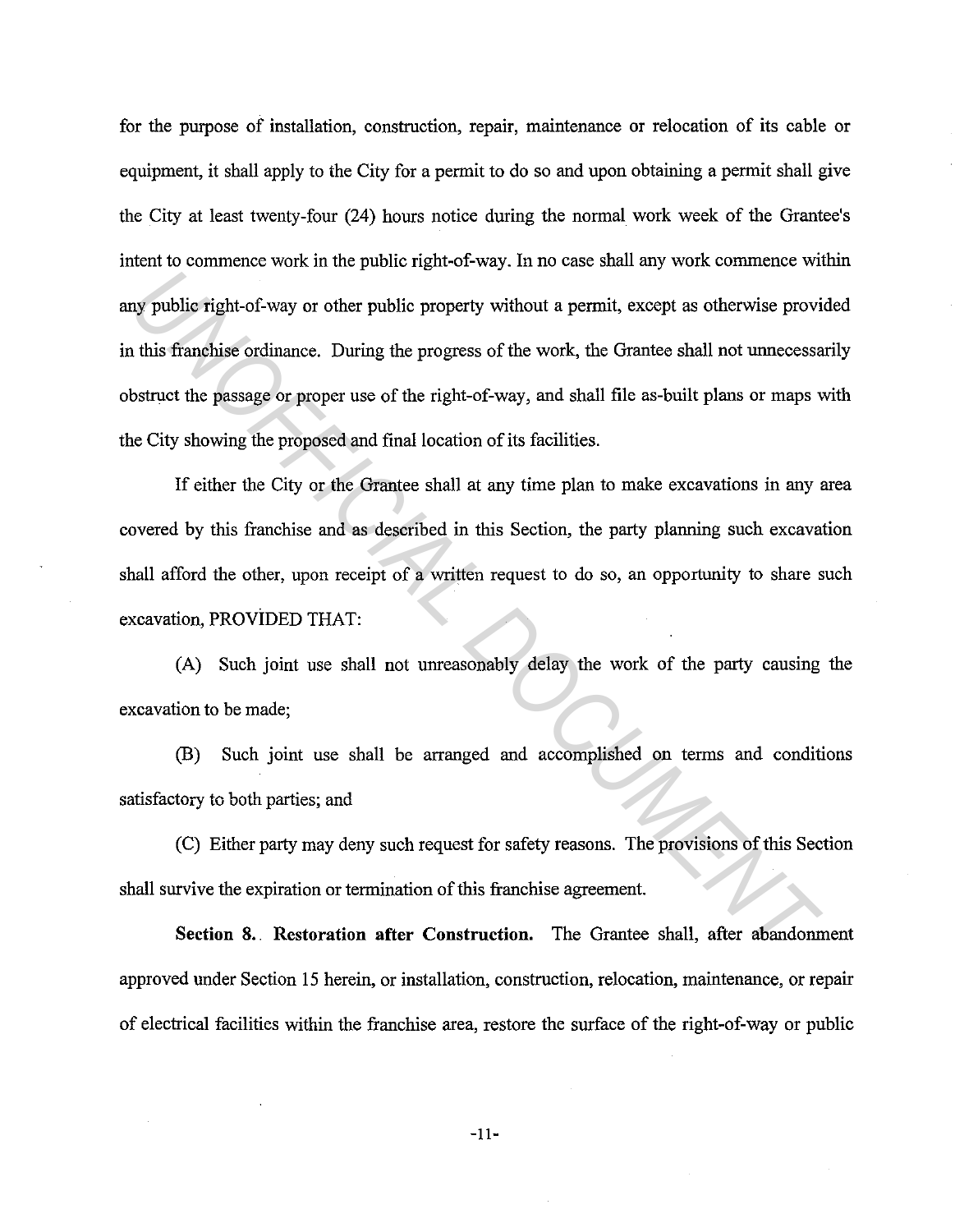for the purpose of installation, construction, repair, maintenance or relocation of its cable or equipment, it shall apply to the City for a permit to do so and upon obtaining a permit shall give the City at least twenty-four (24) hours notice during the normal work week of the Grantee's intent to commence work in the public right-of-way. In no case shall any work commence within any public right-of-way or other public property without a permit, except as otherwise provided in this franchise ordinance. During the progress of the work, the Grantee shall not unnecessarily obstruct the passage or proper use of the right-of-way, and shall file as-built plans or maps with the City showing the proposed and final location of its facilities.

If either the City or the Grantee shall at any time plan to make excavations in any area covered by this franchise and as described in this Section, the party planning such excavation shall afford the other, upon receipt of a written request to do so, an opportunity to share such excavation, PROVIDED THAT:

(A) Such joint use shall not unreasonably delay the work of the party causing the excavation to be made;

(B) Such joint use shall be arranged and accomplished on terms and conditions satisfactory to both parties; and

(C) Either party may deny such request for safety reasons. The provisions of this Section shall survive the expiration or termination of this franchise agreement.

**Section 8. Restoration after Construction.** The Grantee shall, after abandonment approved under Section 15 herein, or installation, construction, relocation, maintenance, or repair of electrical facilities within the franchise area, restore the surface of the right-of-way or public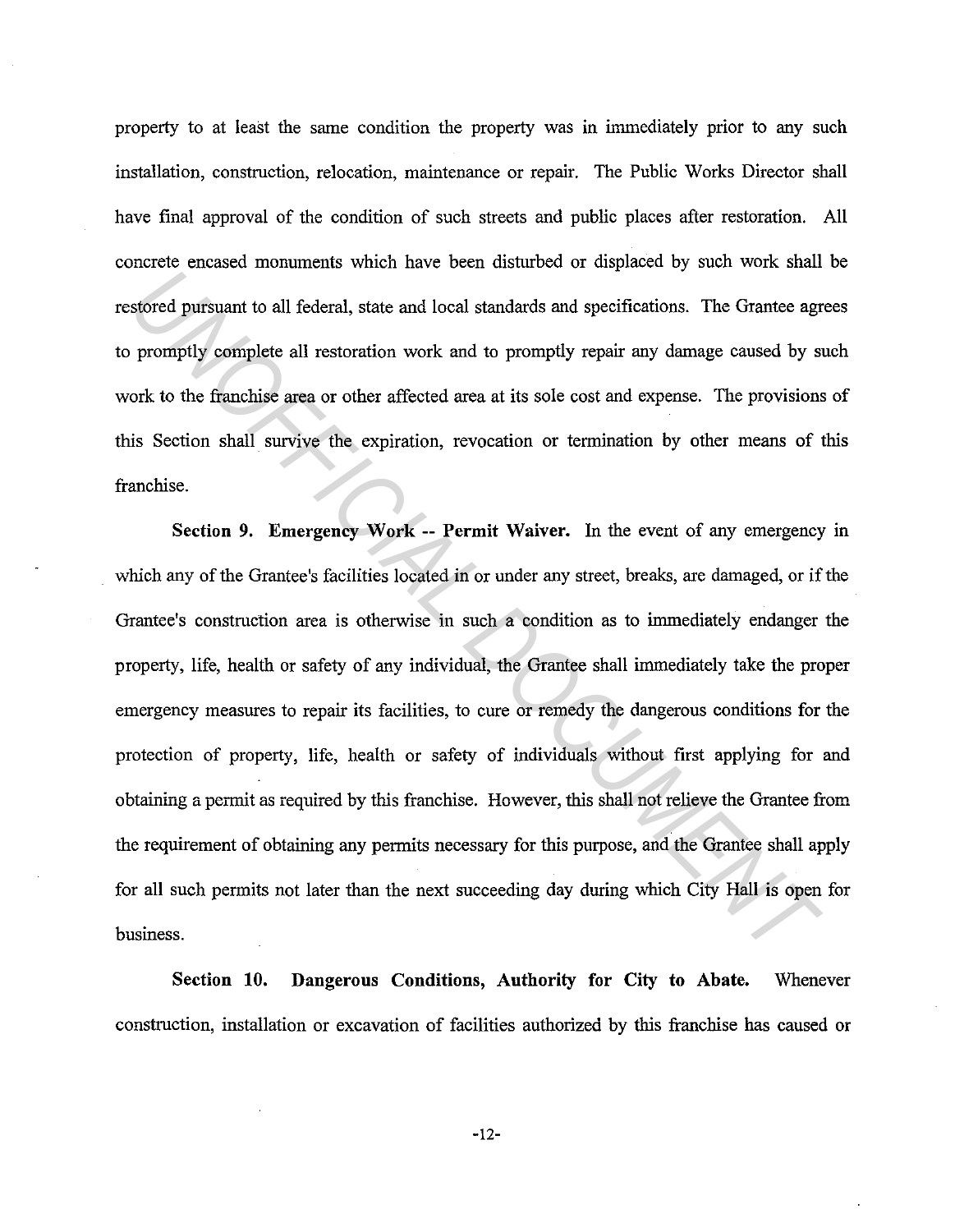property to at least the same condition the property was in immediately prior to any such installation, construction, relocation, maintenance or repair. The Public Works Director shall have final approval of the condition of such streets and public places after restoration. All concrete encased monuments which have been disturbed or displaced by such work shall be restored pursuant to all federal, state and local standards and specifications. The Grantee agrees to promptly complete all restoration work and to promptly repair any damage caused by such work to the franchise area or other affected area at its sole cost and expense. The provisions of this Section shall survive the expiration, revocation or termination by other means of this franchise.

**Section 9. Emergency Work -- Permit Waiver.** In the event of any emergency in which any of the Grantee's facilities located in or under any street, breaks, are damaged, or if the Grantee's construction area is otherwise in such a condition as to immediately endanger the property, life, health or safety of any individual, the Grantee shall immediately take the proper emergency measures to repair its facilities, to cure or remedy the dangerous conditions for the protection of property, life, health or safety of individuals without first applying for and obtaining a permit as required by this franchise. However, this shall not relieve the Grantee from the requirement of obtaining any permits necessary for this purpose, and the Grantee shall apply for all such permits not later than the next succeeding day during which City Hall is open for business.

**Section 10. Dangerous Conditions, Authority for City to Abate.** Whenever construction, installation or excavation of facilities authorized by this franchise has caused or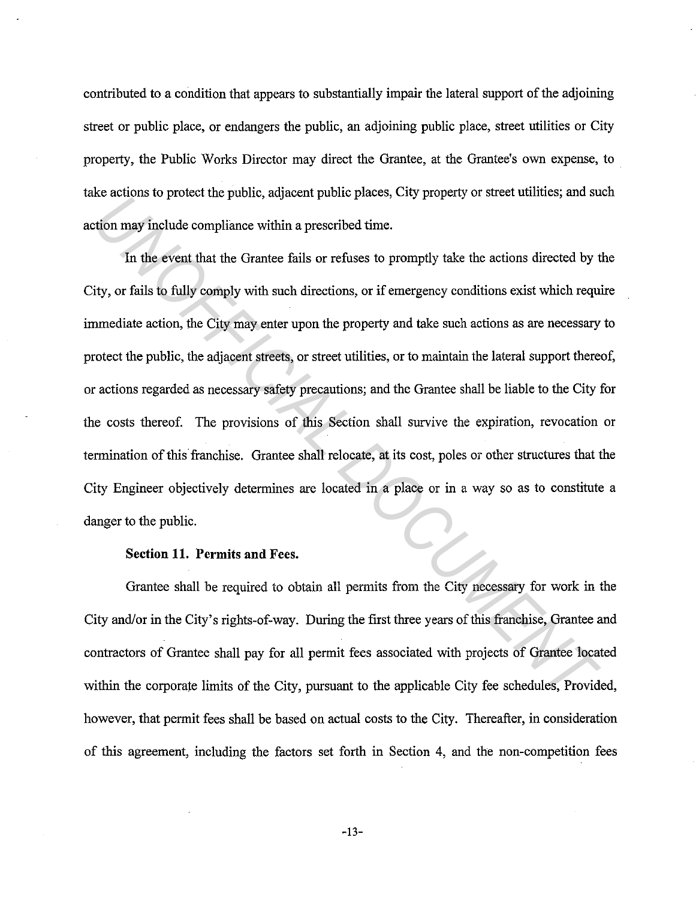contributed to a condition that appears to substantially impair the lateral support of the adjoining street or public place, or endangers the public, an adjoining public place, street utilities or City property, the Public Works Director may direct the Grantee, at the Grantee's own expense, to take actions to protect the public, adjacent public places, City property or street utilities; and such action may include compliance within a prescribed time.

In the event that the Grantee fails or refuses to promptly take the actions directed by the City, or fails to fully comply with such directions, or if emergency conditions exist which require immediate action, the City may enter upon the property and take such actions as are necessary to protect the public, the adjacent streets, or street utilities, or to maintain the lateral support thereof, or actions regarded as necessary safety precautions; and the Grantee shall be liable to the City for the costs thereof. The provisions of this Section shall survive the expiration, revocation or termination of this franchise. Grantee shall relocate, at its cost, poles or other structures that the City Engineer objectively determines are located in a place or in a way so as to constitute a danger to the public.

**Section 11. Permits and Fees.**

Grantee shall be required to obtain all permits from the City necessary for work in the City and/or in the City's rights-of-way. During the first three years of this franchise, Grantee and contractors of Grantee shall pay for all permit fees associated with projects of Grantee located within the corporate limits of the City, pursuant to the applicable City fee schedules, Provided, however, that permit fees shall be based on actual costs to the City. Thereafter, in consideration of this agreement, including the factors set forth in Section 4, and the non-competition fees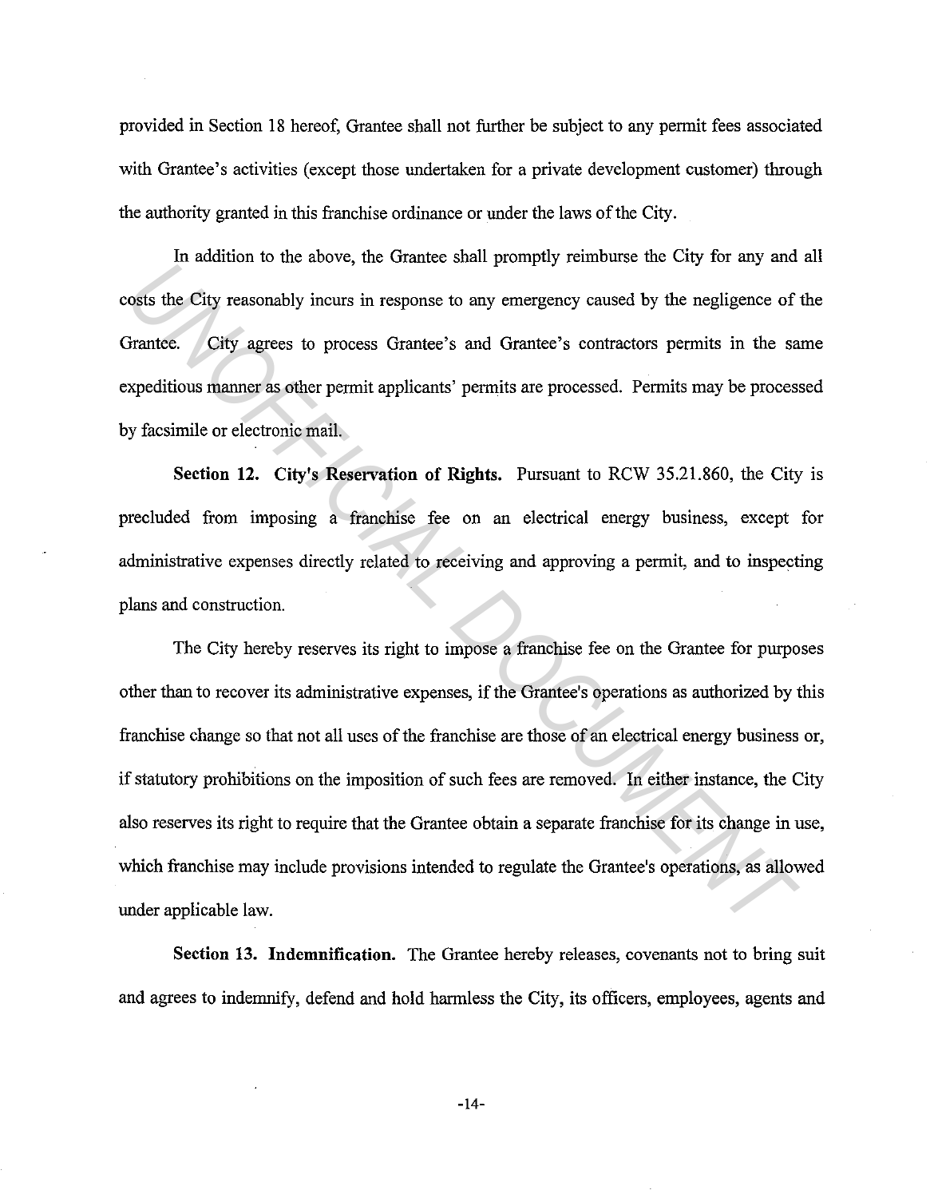provided in Section 18 hereof, Grantee shall not further be subject to any permit fees associated with Grantee's activities (except those undertaken for a private development customer) through the authority granted in this franchise ordinance or under the laws of the City.

In addition to the above, the Grantee shall promptly reimburse the City for any and all costs the City reasonably incurs in response to any emergency caused by the negligence of the Grantee. City agrees to process Grantee's and Grantee's contractors permits in the same expeditious manner as other permit applicants' permits are processed. Permits may be processed by facsimile or electronic mail.

**Section 12. City's Reservation of Rights.** Pursuant to RCW 35.21.860, the City is precluded from imposing a franchise fee on an electrical energy business, except for administrative expenses directly related to receiving and approving a permit, and to inspecting plans and construction.

The City hereby reserves its right to impose a franchise fee on the Grantee for purposes other than to recover its administrative expenses, if the Grantee's operations as authorized by this franchise change so that not all uses of the franchise are those of an electrical energy business or, if statutory prohibitions on the imposition of such fees are removed. In either instance, the City also reserves its right to require that the Grantee obtain a separate franchise for its change in use, which franchise may include provisions intended to regulate the Grantee's operations, as allowed under applicable law.

**Section 13. Indemnification.** The Grantee hereby releases, covenants not to bring suit and agrees to indemnify, defend and hold harmless the City, its officers, employees, agents and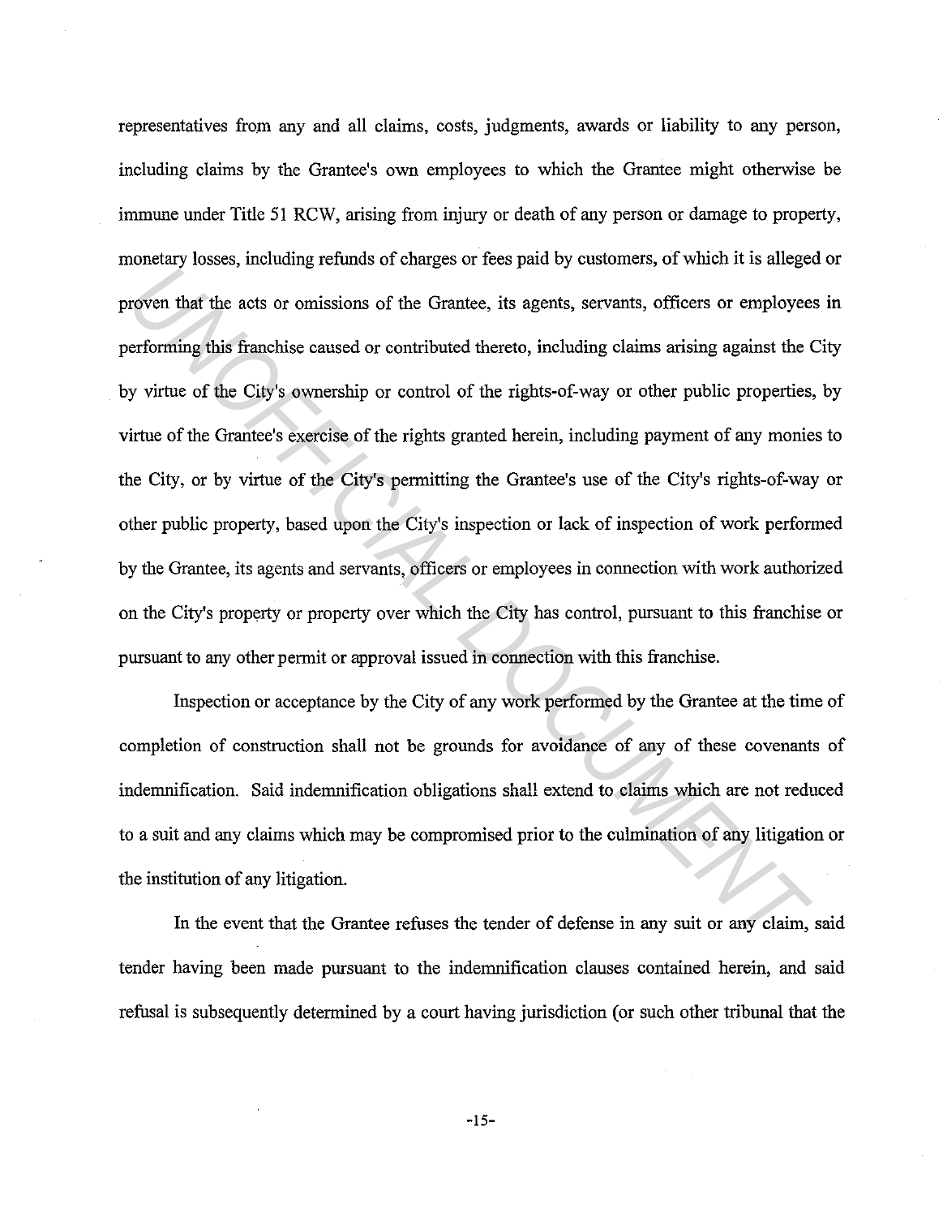representatives from any and all claims, costs, judgments, awards or liability to any person, including claims by the Grantee's own employees to which the Grantee might otherwise be immune under Title 51 RCW, arising from injury or death of any person or damage to property, monetary losses, including refunds of charges or fees paid by customers, of which it is alleged or proven that the acts or omissions of the Grantee, its agents, servants, officers or employees in performing this franchise caused or contributed thereto, including claims arising against the City by virtue of the City's ownership or control of the rights-of-way or other public properties, by virtue of the Grantee's exercise of the rights granted herein, including payment of any monies to the City, or by virtue of the City's permitting the Grantee's use of the City's rights-of-way or other public property, based upon the City's inspection or lack of inspection of work performed by the Grantee, its agents and servants, officers or employees in connection with work authorized on the City's property or property over which the City has control, pursuant to this franchise or pursuant to any other permit or approval issued in connection with this franchise.

Inspection or acceptance by the City of any work performed by the Grantee at the time of completion of construction shall not be grounds for avoidance of any of these covenants of indemnification. Said indemnification obligations shall extend to claims which are not reduced to a suit and any claims which may be compromised prior to the culmination of any litigation or the institution of any litigation.

In the event that the Grantee refuses the tender of defense in any suit or any claim, said tender having been made pursuant to the indemnification clauses contained herein, and said refusal is subsequently determined by a court having jurisdiction (or such other tribunal that the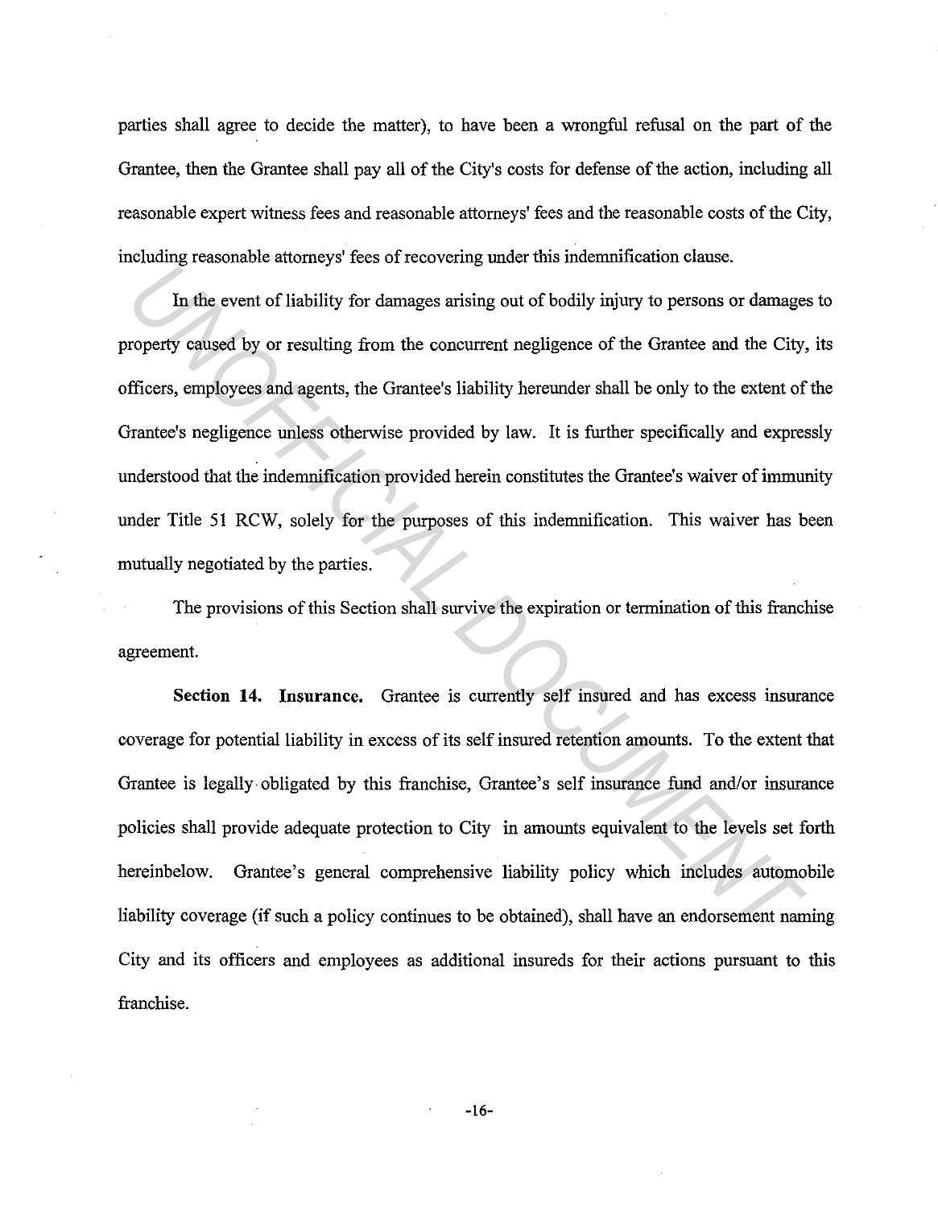parties shall agree to decide the matter), to have been a wrongful refusal on the part of the Grantee, then the Grantee shall pay all of the City's costs for defense of the action, including all reasonable expert witness fees and reasonable attorneys' fees and the reasonable costs of the City, including reasonable attorneys' fees of recovering under this indemnification clause.

In the event of liability for damages arising out of bodily injury to persons or damages to property caused by or resulting from the concurrent negligence of the Grantee and the City, its officers, employees and agents, the Grantee's liability hereunder shall be only to the extent of the Grantee's negligence unless otherwise provided by law. It is further specifically and expressly understood that the indemnification provided herein constitutes the Grantee's waiver of immunity under Title 51 RCW, solely for the purposes of this indemnification. This waiver has been mutually negotiated by the parties.

The provisions of this Section shall survive the expiration or termination of this franchise agreement.

**Section 14. Insurance.** Grantee is currently self insured and has excess insurance coverage for potential liability in excess of its self insured retention amounts. To the extent that Grantee is legally obligated by this franchise, Grantee's self insurance fund and/or insurance policies shall provide adequate protection to City in amounts equivalent to the levels set forth hereinbelow. Grantee's general comprehensive liability policy which includes automobile liability coverage (if such a policy continues to be obtained), shall have an endorsement naming City and its officers and employees as additional insureds for their actions pursuant to this franchise.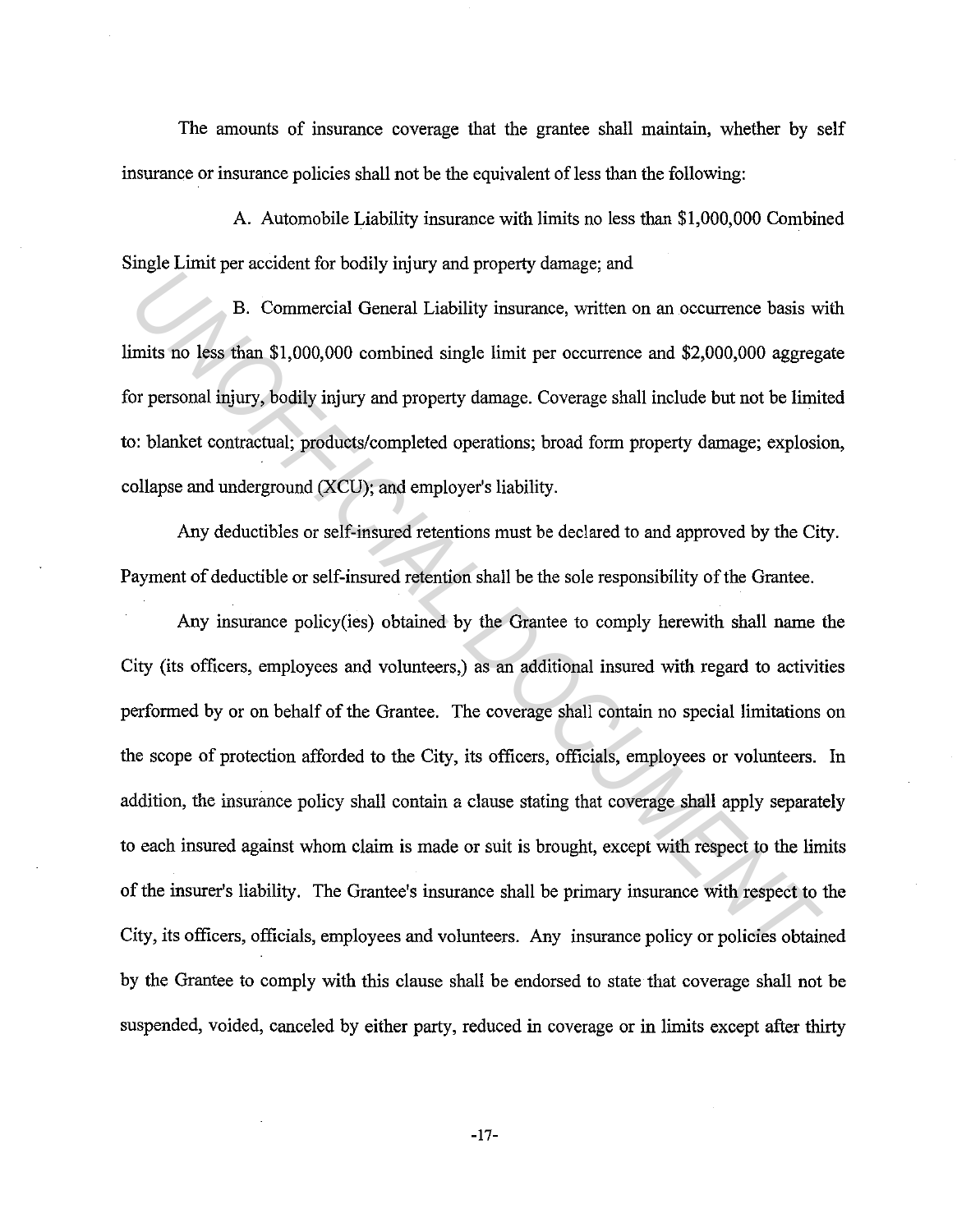The amounts of insurance coverage that the grantee shall maintain, whether by self insurance or insurance policies shall not be the equivalent of less than the following:

A. Automobile Liability insurance with limits no less than $1,000,000 Combined Single Limit per accident for bodily injury and property damage; and

B. Commercial General Liability insurance, written on an occurrence basis with limits no less than $1,000,000 combined single limit per occurrence and $2,000,000 aggregate for personal injury, bodily injury and property damage. Coverage shall include but not be limited to: blanket contractual; products/completed operations; broad form property damage; explosion, collapse and underground (XCU); and employer's liability.

Any deductibles or self-insured retentions must be declared to and approved by the City. Payment of deductible or self-insured retention shall be the sole responsibility of the Grantee.

Any insurance policy(ies) obtained by the Grantee to comply herewith shall name the City (its officers, employees and volunteers,) as an additional insured with regard to activities performed by or on behalf of the Grantee. The coverage shall contain no special limitations on the scope of protection afforded to the City, its officers, officials, employees or volunteers. In addition, the insurance policy shall contain a clause stating that coverage shall apply separately to each insured against whom claim is made or suit is brought, except with respect to the limits of the insurer's liability. The Grantee's insurance shall be primary insurance with respect to the City, its officers, officials, employees and volunteers. Any insurance policy or policies obtained by the Grantee to comply with this clause shall be endorsed to state that coverage shall not be suspended, voided, canceled by either party, reduced in coverage or in limits except after thirty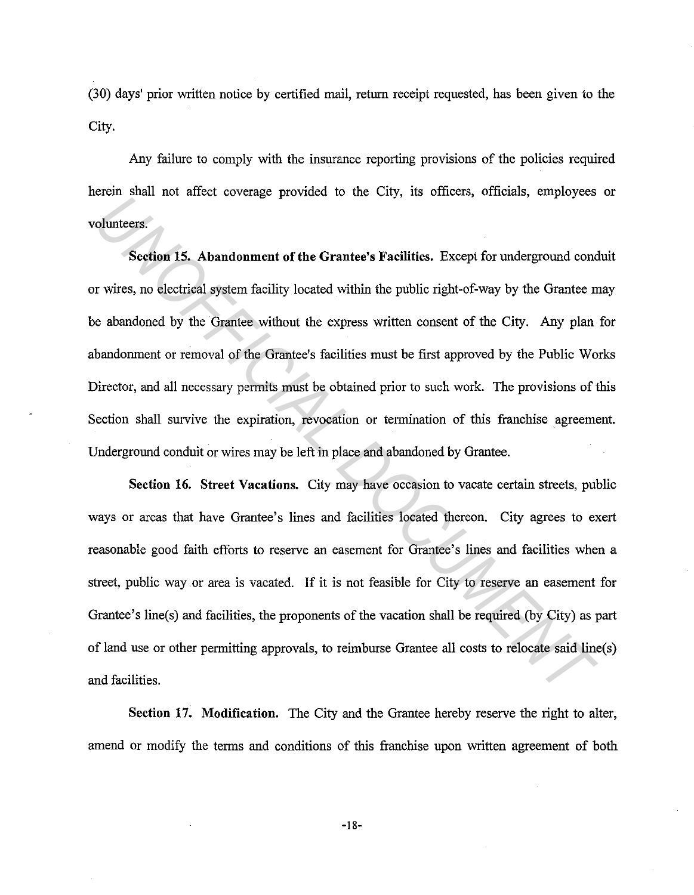(30) days' prior written notice by certified mail, return receipt requested, has been given to the City.

Any failure to comply with the insurance reporting provisions of the policies required herein shall not affect coverage provided to the City, its officers, officials, employees or volunteers.

**Section 15. Abandonment of the Grantee's Facilities.** Except for underground conduit or wires, no electrical system facility located within the public right-of-way by the Grantee may be abandoned by the Grantee without the express written consent of the City. Any plan for abandonment or removal of the Grantee's facilities must be first approved by the Public Works Director, and all necessary permits must be obtained prior to such work. The provisions of this Section shall survive the expiration, revocation or termination of this franchise agreement. Underground conduit or wires may be left in place and abandoned by Grantee.

**Section 16. Street Vacations.** City may have occasion to vacate certain streets, public ways or areas that have Grantee's lines and facilities located thereon. City agrees to exert reasonable good faith efforts to reserve an easement for Grantee's lines and facilities when a street, public way or area is vacated. If it is not feasible for City to reserve an easement for Grantee's line(s) and facilities, the proponents of the vacation shall be required (by City) as part of land use or other permitting approvals, to reimburse Grantee all costs to relocate said line(s) and facilities.

**Section 17. Modification.** The City and the Grantee hereby reserve the right to alter, amend or modify the terms and conditions of this franchise upon written agreement of both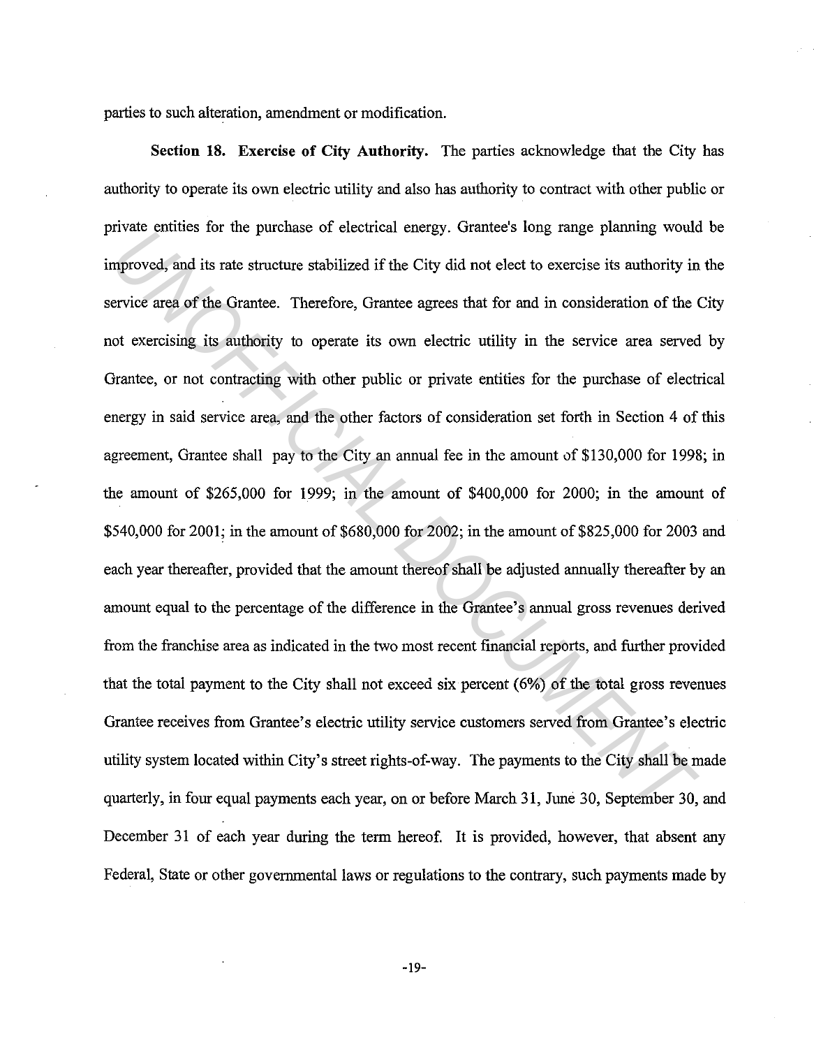parties to such alteration, amendment or modification.

**Section 18. Exercise of City Authority.** The parties acknowledge that the City has authority to operate its own electric utility and also has authority to contract with other public or private entities for the purchase of electrical energy. Grantee's long range planning would be improved, and its rate structure stabilized if the City did not elect to exercise its authority in the service area of the Grantee. Therefore, Grantee agrees that for and in consideration of the City not exercising its authority to operate its own electric utility in the service area served by Grantee, or not contracting with other public or private entities for the purchase of electrical energy in said service area, and the other factors of consideration set forth in Section 4 of this agreement, Grantee shall pay to the City an annual fee in the amount of $130,000 for 1998; in the amount of $265,000 for 1999; in the amount of $400,000 for 2000; in the amount of $540,000 for 2001; in the amount of $680,000 for 2002; in the amount of $825,000 for 2003 and each year thereafter, provided that the amount thereof shall be adjusted annually thereafter by an amount equal to the percentage of the difference in the Grantee's annual gross revenues derived from the franchise area as indicated in the two most recent financial reports, and further provided that the total payment to the City shall not exceed six percent (6%) of the total gross revenues Grantee receives from Grantee's electric utility service customers served from Grantee's electric utility system located within City's street rights-of-way. The payments to the City shall be made quarterly, in four equal payments each year, on or before March 31, June 30, September 30, and December 31 of each year during the term hereof. It is provided, however, that absent any Federal, State or other governmental laws or regulations to the contrary, such payments made by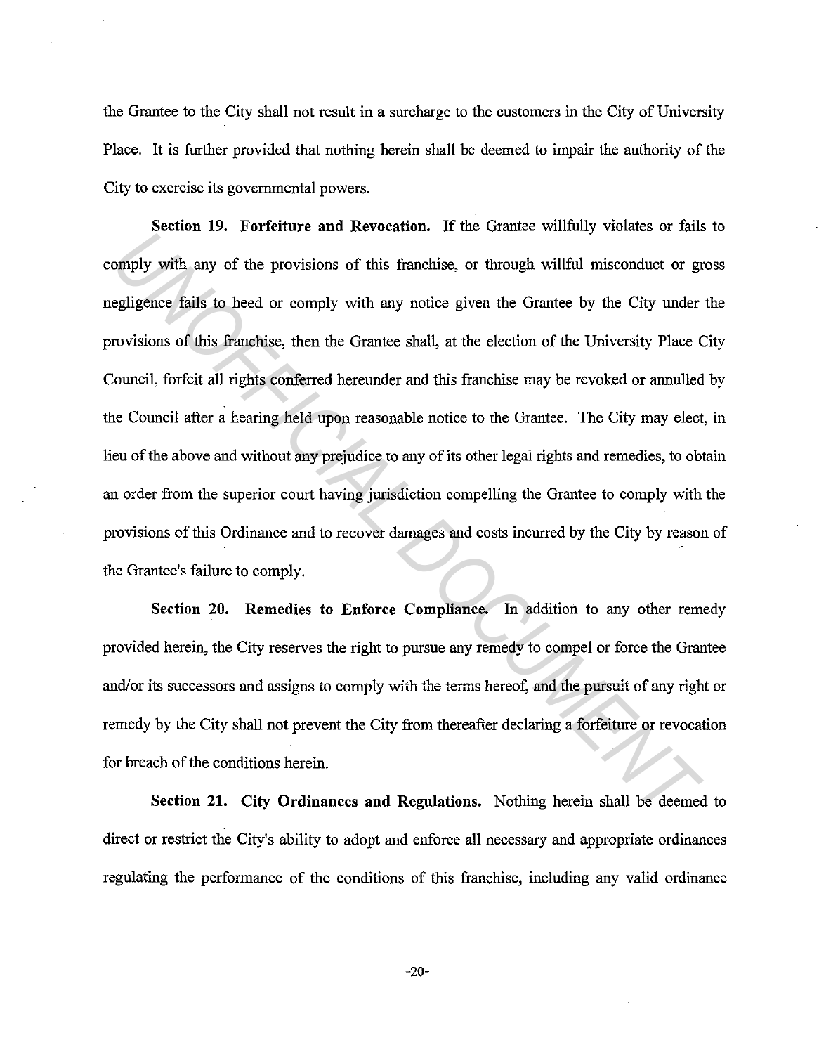the Grantee to the City shall not result in a surcharge to the customers in the City of University Place. It is further provided that nothing herein shall be deemed to impair the authority of the City to exercise its governmental powers.

**Section 19. Forfeiture and Revocation.** If the Grantee willfully violates or fails to comply with any of the provisions of this franchise, or through willful misconduct or gross negligence fails to heed or comply with any notice given the Grantee by the City under the provisions of this franchise, then the Grantee shall, at the election of the University Place City Council, forfeit all rights conferred hereunder and this franchise may be revoked or annulled by the Council after a hearing held upon reasonable notice to the Grantee. The City may elect, in lieu of the above and without any prejudice to any of its other legal rights and remedies, to obtain an order from the superior court having jurisdiction compelling the Grantee to comply with the provisions of this Ordinance and to recover damages and costs incurred by the City by reason of the Grantee's failure to comply.

**Section 20. Remedies to Enforce Compliance.** In addition to any other remedy provided herein, the City reserves the right to pursue any remedy to compel or force the Grantee and/or its successors and assigns to comply with the terms hereof, and the pursuit of any right or remedy by the City shall not prevent the City from thereafter declaring a forfeiture or revocation for breach of the conditions herein.

**Section 21. City Ordinances and Regulations.** Nothing herein shall be deemed to direct or restrict the City's ability to adopt and enforce all necessary and appropriate ordinances regulating the performance of the conditions of this franchise, including any valid ordinance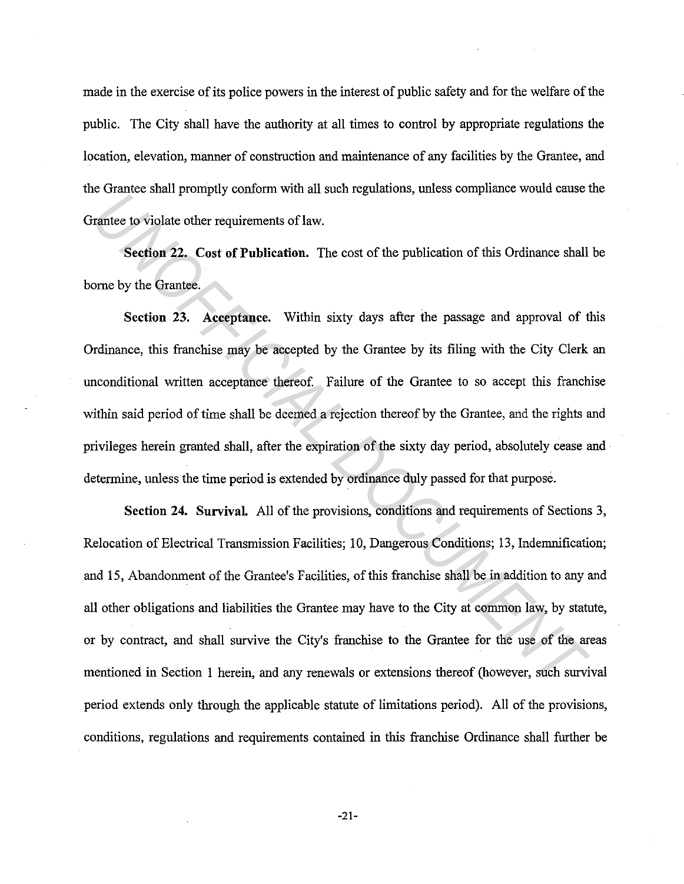made in the exercise of its police powers in the interest of public safety and for the welfare of the public. The City shall have the authority at all times to control by appropriate regulations the location, elevation, manner of construction and maintenance of any facilities by the Grantee, and the Grantee shall promptly conform with all such regulations, unless compliance would cause the Grantee to violate other requirements of law.

**Section 22. Cost of Publication.** The cost of the publication of this Ordinance shall be borne by the Grantee.

**Section 23. Acceptance.** Within sixty days after the passage and approval of this Ordinance, this franchise may be accepted by the Grantee by its filing with the City Clerk an unconditional written acceptance thereof. Failure of the Grantee to so accept this franchise within said period of time shall be deemed a rejection thereof by the Grantee, and the rights and privileges herein granted shall, after the expiration of the sixty day period, absolutely cease and determine, unless the time period is extended by ordinance duly passed for that purpose.

**Section 24. Survival.** All of the provisions, conditions and requirements of Sections 3, Relocation of Electrical Transmission Facilities; 10, Dangerous Conditions; 13, Indemnification; and 15, Abandonment of the Grantee's Facilities, of this franchise shall be in addition to any and all other obligations and liabilities the Grantee may have to the City at common law, by statute, or by contract, and shall survive the City's franchise to the Grantee for the use of the areas mentioned in Section 1 herein, and any renewals or extensions thereof (however, such survival period extends only through the applicable statute of limitations period). All of the provisions, conditions, regulations and requirements contained in this franchise Ordinance shall further be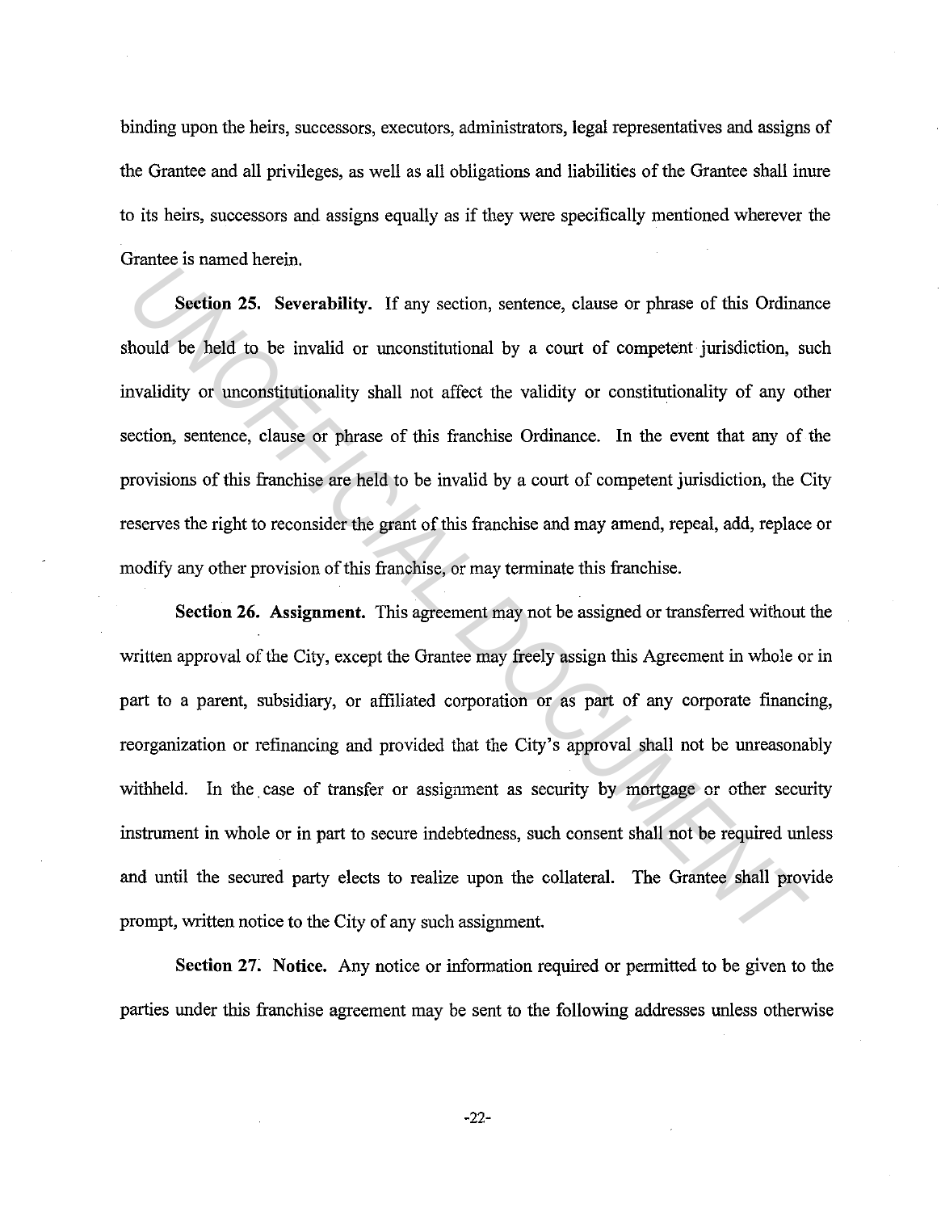binding upon the heirs, successors, executors, administrators, legal representatives and assigns of the Grantee and all privileges, as well as all obligations and liabilities of the Grantee shall inure to its heirs, successors and assigns equally as if they were specifically mentioned wherever the Grantee is named herein.

**Section 25. Severability.** If any section, sentence, clause or phrase of this Ordinance should be held to be invalid or unconstitutional by a court of competent jurisdiction, such invalidity or unconstitutionality shall not affect the validity or constitutionality of any other section, sentence, clause or phrase of this franchise Ordinance. In the event that any of the provisions of this franchise are held to be invalid by a court of competent jurisdiction, the City reserves the right to reconsider the grant of this franchise and may amend, repeal, add, replace or modify any other provision of this franchise, or may terminate this franchise.

**Section 26. Assignment.** This agreement may not be assigned or transferred without the written approval of the City, except the Grantee may freely assign this Agreement in whole or in part to a parent, subsidiary, or affiliated corporation or as part of any corporate financing, reorganization or refinancing and provided that the City's approval shall not be unreasonably withheld. In the case of transfer or assignment as security by mortgage or other security instrument in whole or in part to secure indebtedness, such consent shall not be required unless and until the secured party elects to realize upon the collateral. The Grantee shall provide prompt, written notice to the City of any such assignment.

**Section 27. Notice.** Any notice or information required or permitted to be given to the parties under this franchise agreement may be sent to the following addresses unless otherwise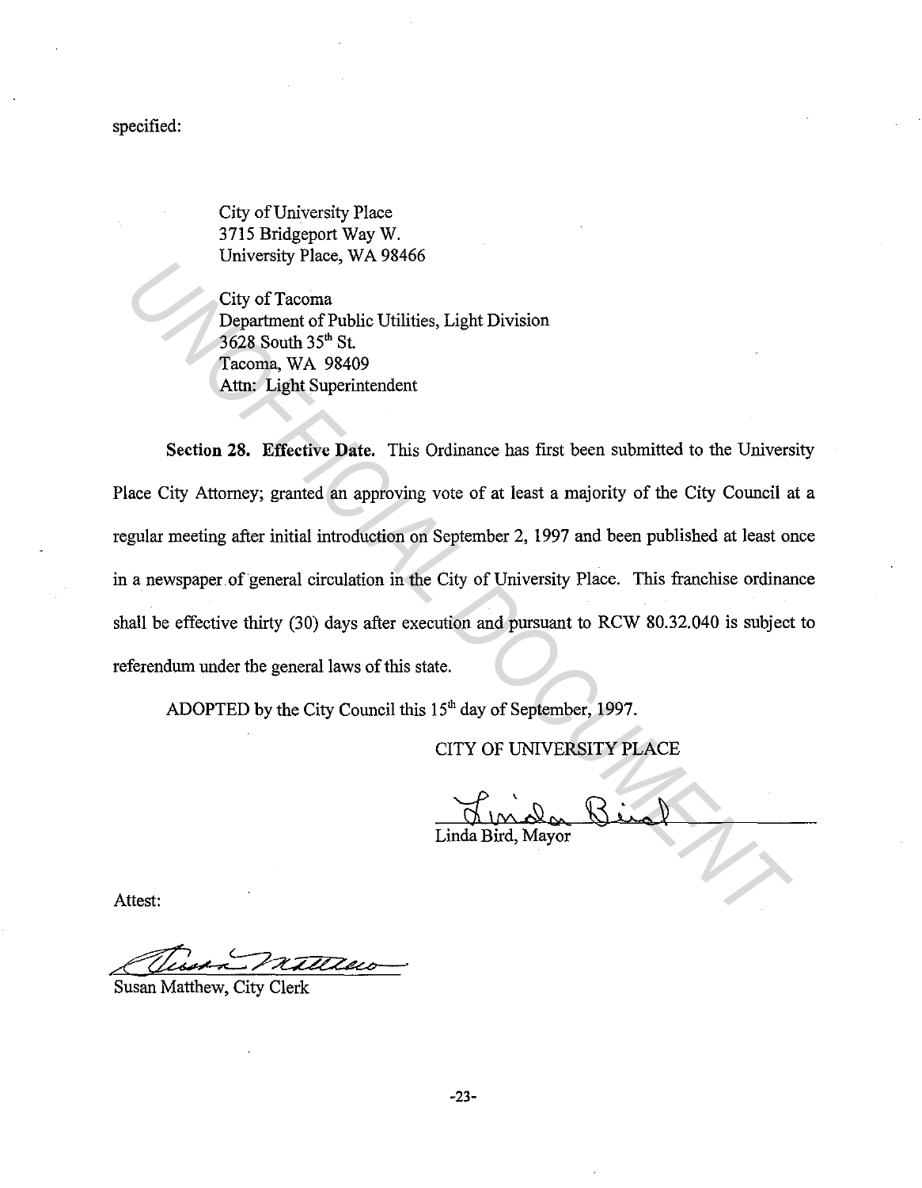specified:

City of University Place
3715 Bridgeport Way W.
University Place, WA 98466

City of Tacoma
Department of Public Utilities, Light Division
3628 South 35th St.
Tacoma, WA 98409
Attn: Light Superintendent

**Section 28. Effective Date.** This Ordinance has first been submitted to the University Place City Attorney; granted an approving vote of at least a majority of the City Council at a regular meeting after initial introduction on September 2, 1997 and been published at least once in a newspaper of general circulation in the City of University Place. This franchise ordinance shall be effective thirty (30) days after execution and pursuant to RCW 80.32.040 is subject to referendum under the general laws of this state.

ADOPTED by the City Council this 15th day of September, 1997.

CITY OF UNIVERSITY PLACE

Linda Bird

Linda Bird, Mayor

Attest:

Susan Matthew

Susan Matthew, City Clerk